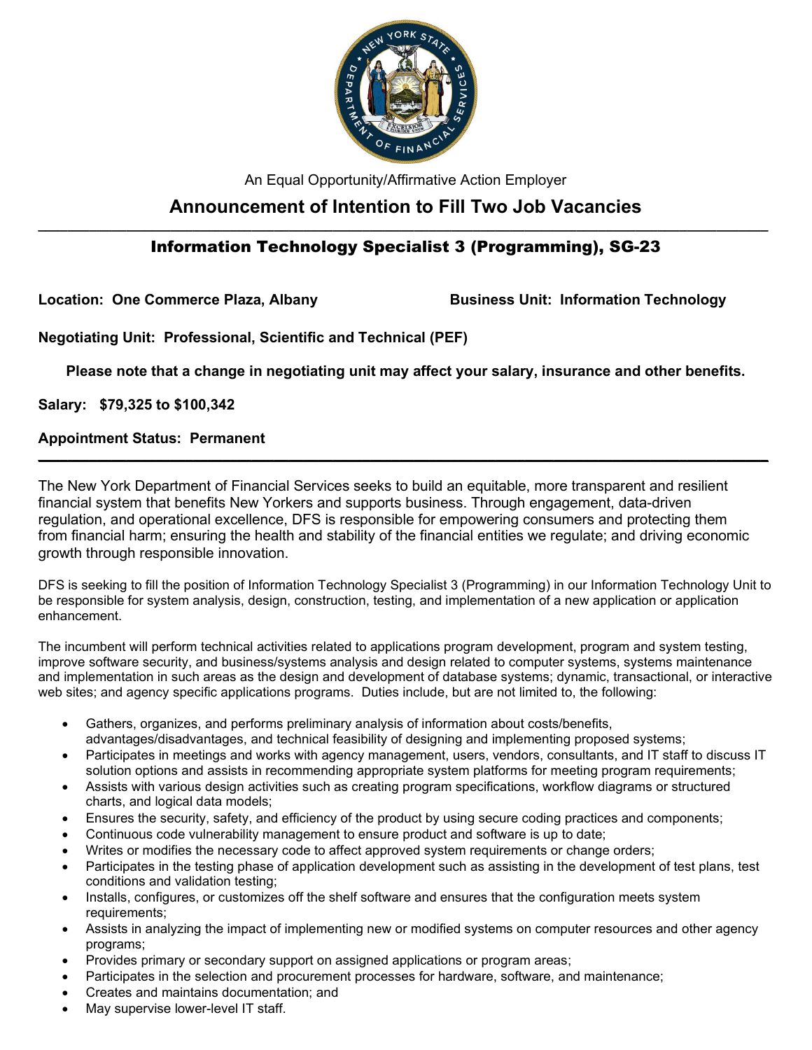An Equal Opportunity/Affirmative Action Employer

# Announcement of Intention to Fill Two Job Vacancies

## Information Technology Specialist 3 (Programming), SG-23

**Location: One Commerce Plaza, Albany** **Business Unit: Information Technology**

**Negotiating Unit: Professional, Scientific and Technical (PEF)**

**Please note that a change in negotiating unit may affect your salary, insurance and other benefits.**

**Salary: $79,325 to $100,342**

**Appointment Status: Permanent**

---

The New York Department of Financial Services seeks to build an equitable, more transparent and resilient financial system that benefits New Yorkers and supports business. Through engagement, data-driven regulation, and operational excellence, DFS is responsible for empowering consumers and protecting them from financial harm; ensuring the health and stability of the financial entities we regulate; and driving economic growth through responsible innovation.

DFS is seeking to fill the position of Information Technology Specialist 3 (Programming) in our Information Technology Unit to be responsible for system analysis, design, construction, testing, and implementation of a new application or application enhancement.

The incumbent will perform technical activities related to applications program development, program and system testing, improve software security, and business/systems analysis and design related to computer systems, systems maintenance and implementation in such areas as the design and development of database systems; dynamic, transactional, or interactive web sites; and agency specific applications programs. Duties include, but are not limited to, the following:

- Gathers, organizes, and performs preliminary analysis of information about costs/benefits, advantages/disadvantages, and technical feasibility of designing and implementing proposed systems;
- Participates in meetings and works with agency management, users, vendors, consultants, and IT staff to discuss IT solution options and assists in recommending appropriate system platforms for meeting program requirements;
- Assists with various design activities such as creating program specifications, workflow diagrams or structured charts, and logical data models;
- Ensures the security, safety, and efficiency of the product by using secure coding practices and components;
- Continuous code vulnerability management to ensure product and software is up to date;
- Writes or modifies the necessary code to affect approved system requirements or change orders;
- Participates in the testing phase of application development such as assisting in the development of test plans, test conditions and validation testing;
- Installs, configures, or customizes off the shelf software and ensures that the configuration meets system requirements;
- Assists in analyzing the impact of implementing new or modified systems on computer resources and other agency programs;
- Provides primary or secondary support on assigned applications or program areas;
- Participates in the selection and procurement processes for hardware, software, and maintenance;
- Creates and maintains documentation; and
- May supervise lower-level IT staff.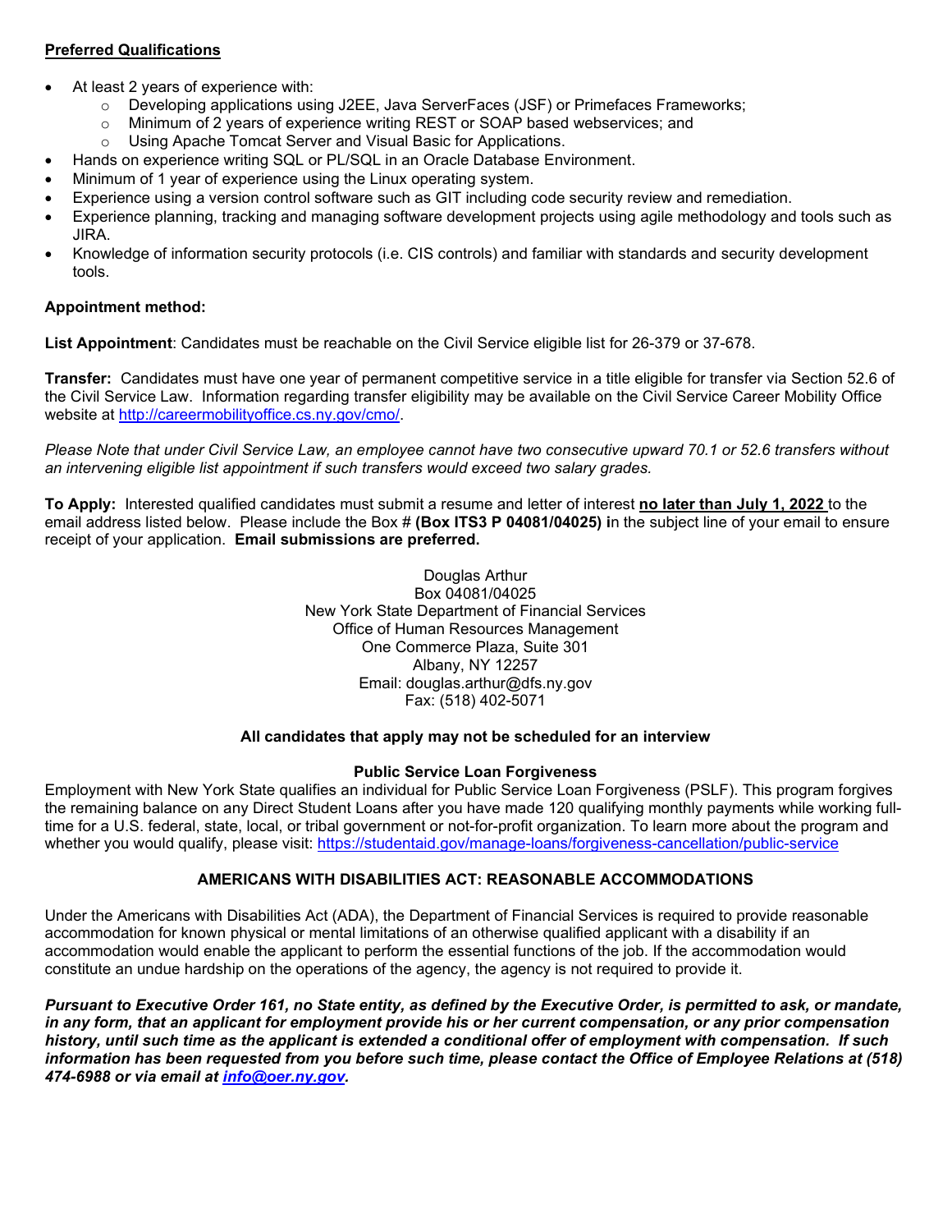**Preferred Qualifications**

- At least 2 years of experience with:
  - Developing applications using J2EE, Java ServerFaces (JSF) or Primefaces Frameworks;
  - Minimum of 2 years of experience writing REST or SOAP based webservices; and
  - Using Apache Tomcat Server and Visual Basic for Applications.
- Hands on experience writing SQL or PL/SQL in an Oracle Database Environment.
- Minimum of 1 year of experience using the Linux operating system.
- Experience using a version control software such as GIT including code security review and remediation.
- Experience planning, tracking and managing software development projects using agile methodology and tools such as JIRA.
- Knowledge of information security protocols (i.e. CIS controls) and familiar with standards and security development tools.

**Appointment method:**

**List Appointment**: Candidates must be reachable on the Civil Service eligible list for 26-379 or 37-678.

**Transfer:** Candidates must have one year of permanent competitive service in a title eligible for transfer via Section 52.6 of the Civil Service Law. Information regarding transfer eligibility may be available on the Civil Service Career Mobility Office website at http://careermobilityoffice.cs.ny.gov/cmo/.

*Please Note that under Civil Service Law, an employee cannot have two consecutive upward 70.1 or 52.6 transfers without an intervening eligible list appointment if such transfers would exceed two salary grades.*

**To Apply:** Interested qualified candidates must submit a resume and letter of interest **no later than July 1, 2022** to the email address listed below. Please include the Box # **(Box ITS3 P 04081/04025) i**n the subject line of your email to ensure receipt of your application. **Email submissions are preferred.**

Douglas Arthur
Box 04081/04025
New York State Department of Financial Services
Office of Human Resources Management
One Commerce Plaza, Suite 301
Albany, NY 12257
Email: douglas.arthur@dfs.ny.gov
Fax: (518) 402-5071

**All candidates that apply may not be scheduled for an interview**

**Public Service Loan Forgiveness**

Employment with New York State qualifies an individual for Public Service Loan Forgiveness (PSLF). This program forgives the remaining balance on any Direct Student Loans after you have made 120 qualifying monthly payments while working full-time for a U.S. federal, state, local, or tribal government or not-for-profit organization. To learn more about the program and whether you would qualify, please visit: https://studentaid.gov/manage-loans/forgiveness-cancellation/public-service

**AMERICANS WITH DISABILITIES ACT: REASONABLE ACCOMMODATIONS**

Under the Americans with Disabilities Act (ADA), the Department of Financial Services is required to provide reasonable accommodation for known physical or mental limitations of an otherwise qualified applicant with a disability if an accommodation would enable the applicant to perform the essential functions of the job. If the accommodation would constitute an undue hardship on the operations of the agency, the agency is not required to provide it.

***Pursuant to Executive Order 161, no State entity, as defined by the Executive Order, is permitted to ask, or mandate, in any form, that an applicant for employment provide his or her current compensation, or any prior compensation history, until such time as the applicant is extended a conditional offer of employment with compensation. If such information has been requested from you before such time, please contact the Office of Employee Relations at (518) 474-6988 or via email at info@oer.ny.gov.***